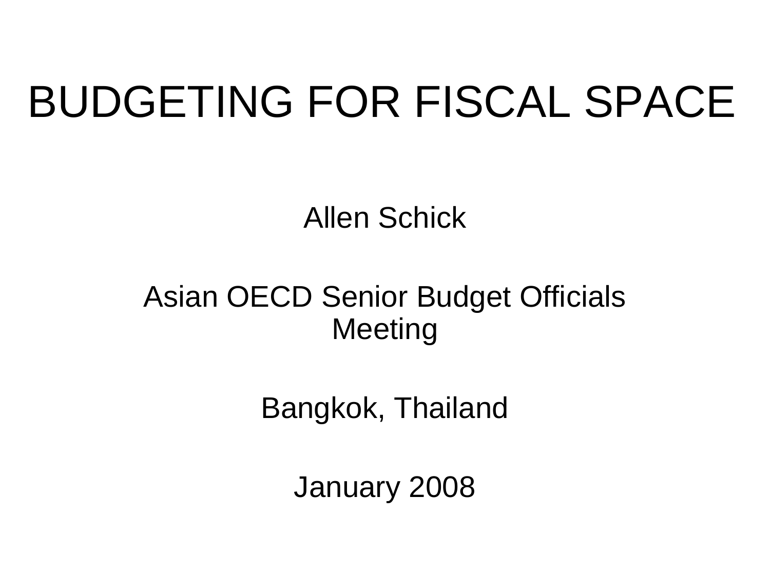# BUDGETING FOR FISCAL SPACE

Allen Schick

Asian OECD Senior Budget Officials Meeting

Bangkok, Thailand

January 2008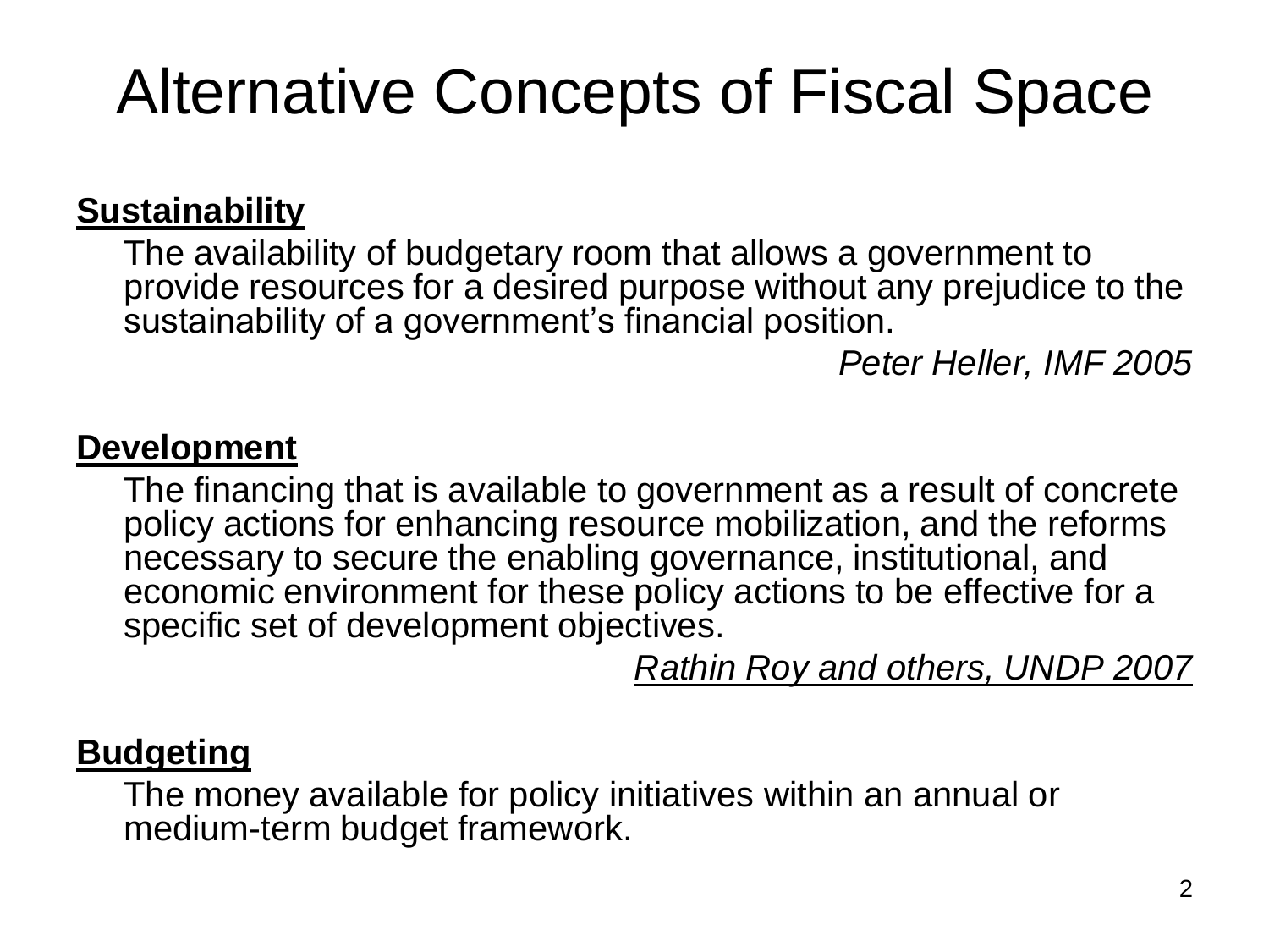# Alternative Concepts of Fiscal Space

**Sustainability**

The availability of budgetary room that allows a government to provide resources for a desired purpose without any prejudice to the sustainability of a government's financial position.

*Peter Heller, IMF 2005*

**Development**

The financing that is available to government as a result of concrete policy actions for enhancing resource mobilization, and the reforms necessary to secure the enabling governance, institutional, and economic environment for these policy actions to be effective for a specific set of development objectives.

*Rathin Roy and others, UNDP 2007*

**Budgeting**

The money available for policy initiatives within an annual or medium-term budget framework.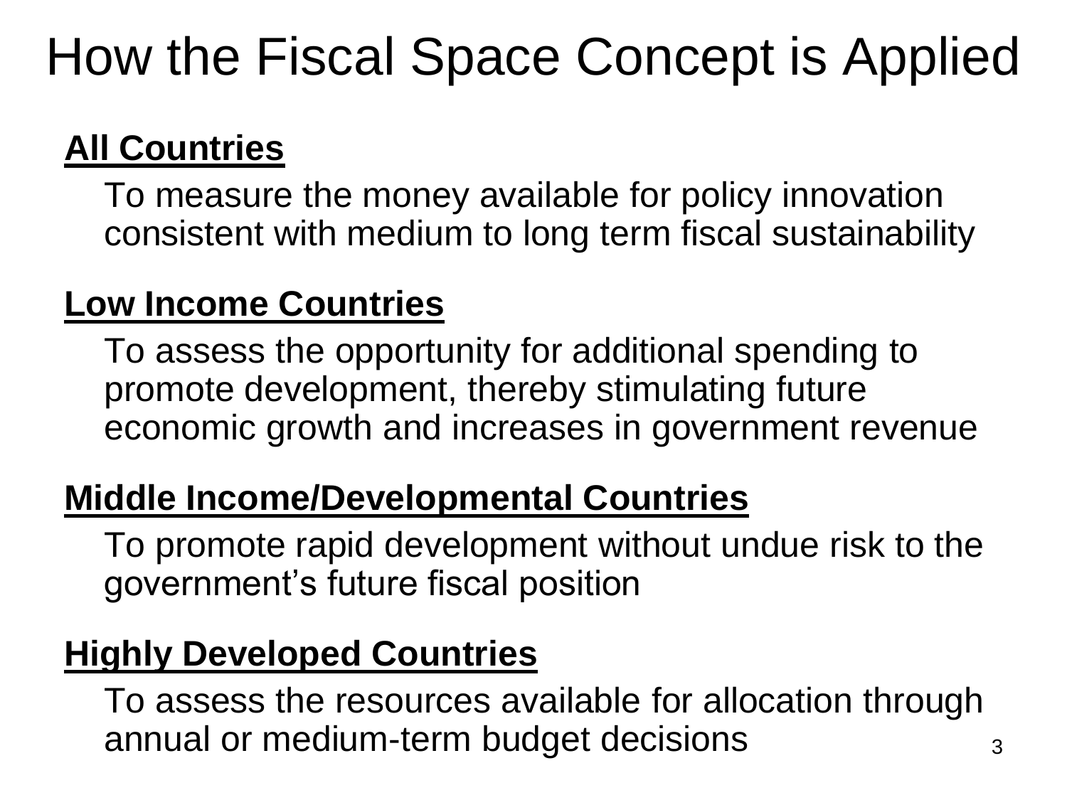# How the Fiscal Space Concept is Applied

**All Countries**

To measure the money available for policy innovation consistent with medium to long term fiscal sustainability

**Low Income Countries**

To assess the opportunity for additional spending to promote development, thereby stimulating future economic growth and increases in government revenue

**Middle Income/Developmental Countries**

To promote rapid development without undue risk to the government's future fiscal position

**Highly Developed Countries**

To assess the resources available for allocation through annual or medium-term budget decisions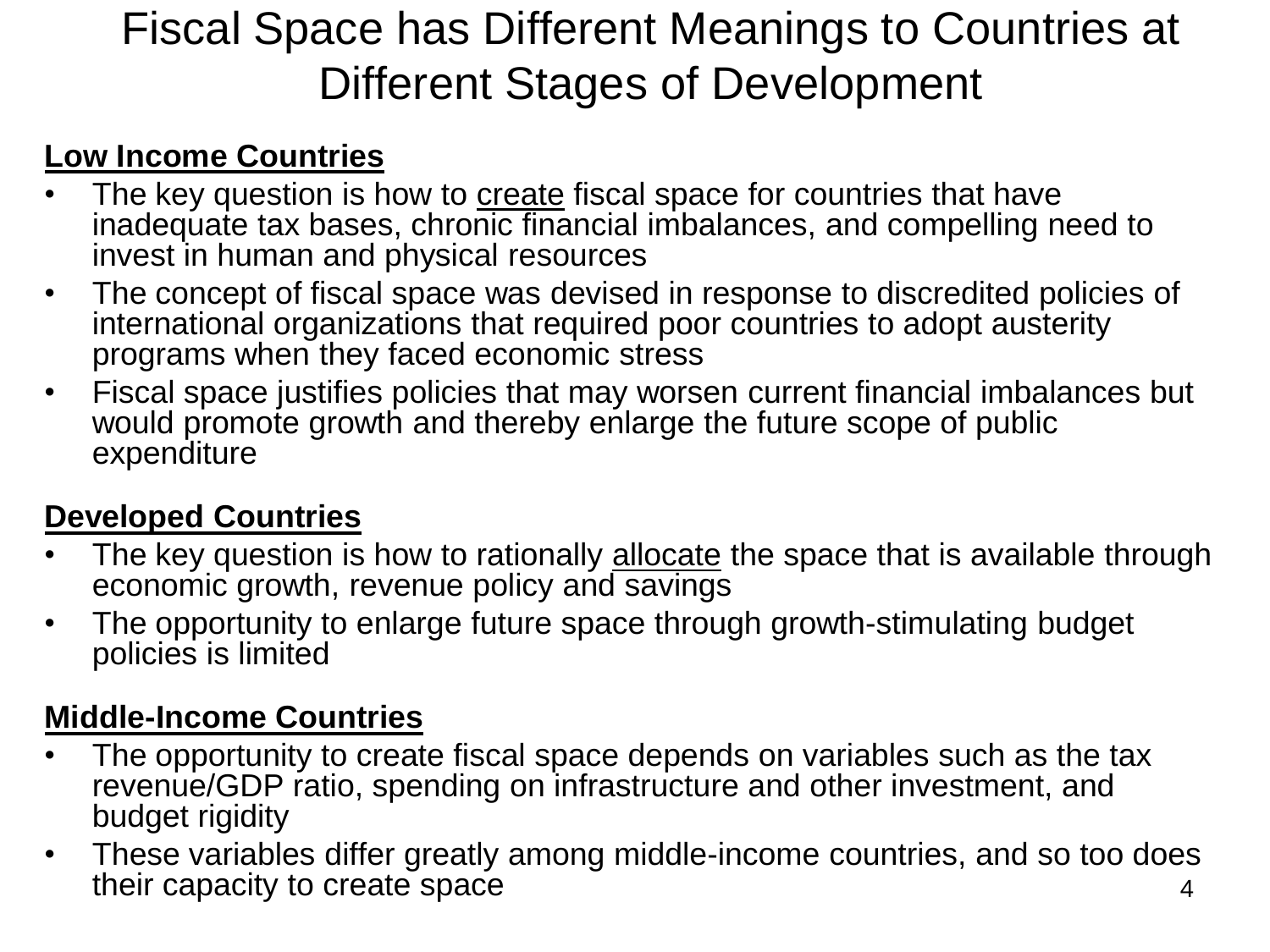# Fiscal Space has Different Meanings to Countries at Different Stages of Development

**Low Income Countries**

- The key question is how to create fiscal space for countries that have inadequate tax bases, chronic financial imbalances, and compelling need to invest in human and physical resources
- The concept of fiscal space was devised in response to discredited policies of international organizations that required poor countries to adopt austerity programs when they faced economic stress
- Fiscal space justifies policies that may worsen current financial imbalances but would promote growth and thereby enlarge the future scope of public expenditure

**Developed Countries**

- The key question is how to rationally allocate the space that is available through economic growth, revenue policy and savings
- The opportunity to enlarge future space through growth-stimulating budget policies is limited

**Middle-Income Countries**

- The opportunity to create fiscal space depends on variables such as the tax revenue/GDP ratio, spending on infrastructure and other investment, and budget rigidity
- These variables differ greatly among middle-income countries, and so too does their capacity to create space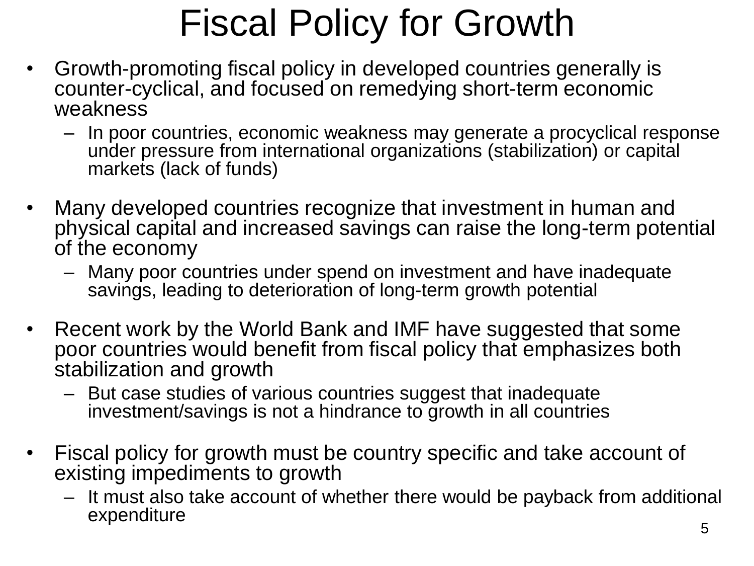# Fiscal Policy for Growth

- Growth-promoting fiscal policy in developed countries generally is counter-cyclical, and focused on remedying short-term economic weakness
  - In poor countries, economic weakness may generate a procyclical response under pressure from international organizations (stabilization) or capital markets (lack of funds)
- Many developed countries recognize that investment in human and physical capital and increased savings can raise the long-term potential of the economy
  - Many poor countries under spend on investment and have inadequate savings, leading to deterioration of long-term growth potential
- Recent work by the World Bank and IMF have suggested that some poor countries would benefit from fiscal policy that emphasizes both stabilization and growth
  - But case studies of various countries suggest that inadequate investment/savings is not a hindrance to growth in all countries
- Fiscal policy for growth must be country specific and take account of existing impediments to growth
  - It must also take account of whether there would be payback from additional expenditure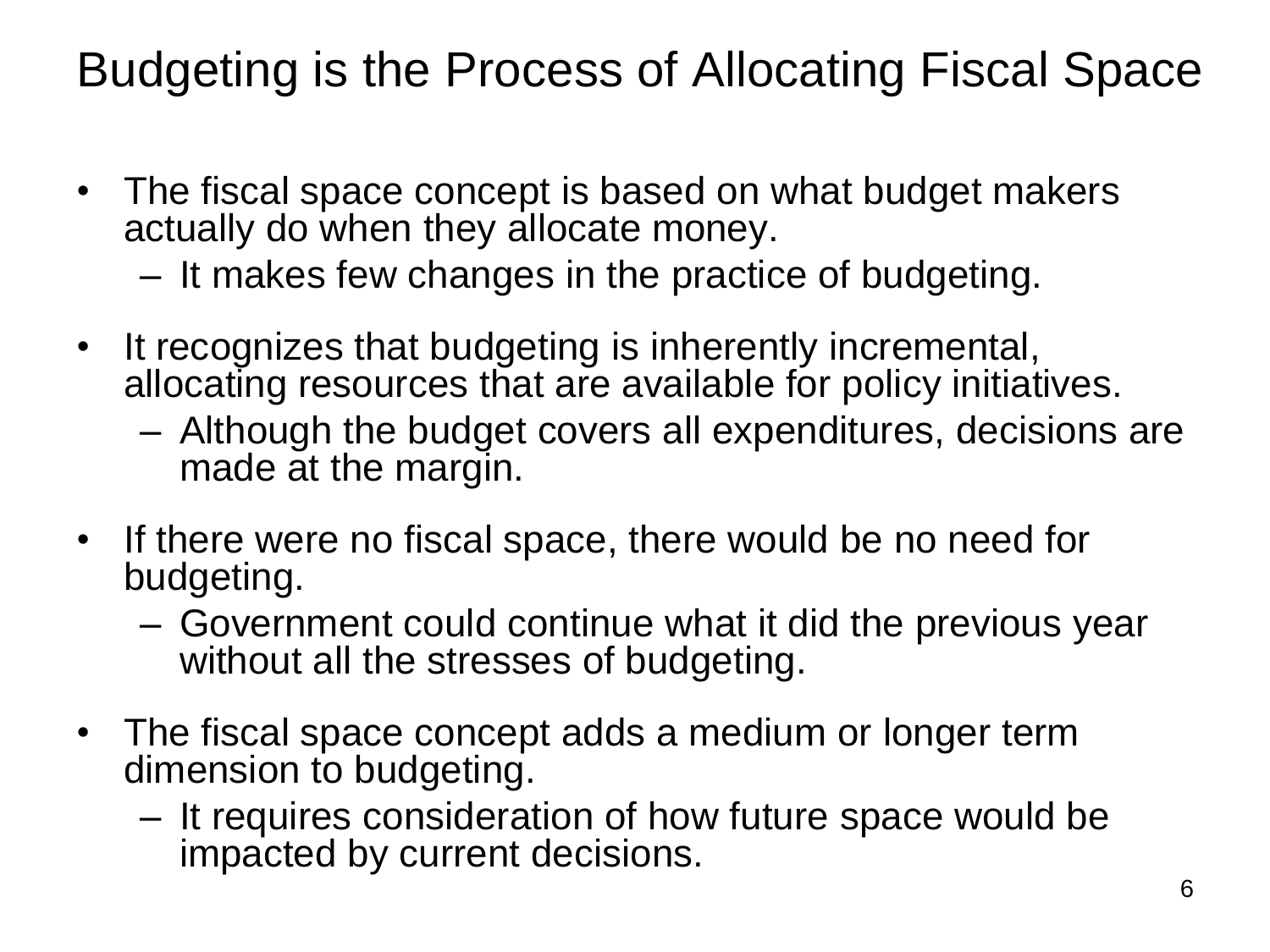# Budgeting is the Process of Allocating Fiscal Space

- The fiscal space concept is based on what budget makers actually do when they allocate money.
  - It makes few changes in the practice of budgeting.
- It recognizes that budgeting is inherently incremental, allocating resources that are available for policy initiatives.
  - Although the budget covers all expenditures, decisions are made at the margin.
- If there were no fiscal space, there would be no need for budgeting.
  - Government could continue what it did the previous year without all the stresses of budgeting.
- The fiscal space concept adds a medium or longer term dimension to budgeting.
  - It requires consideration of how future space would be impacted by current decisions.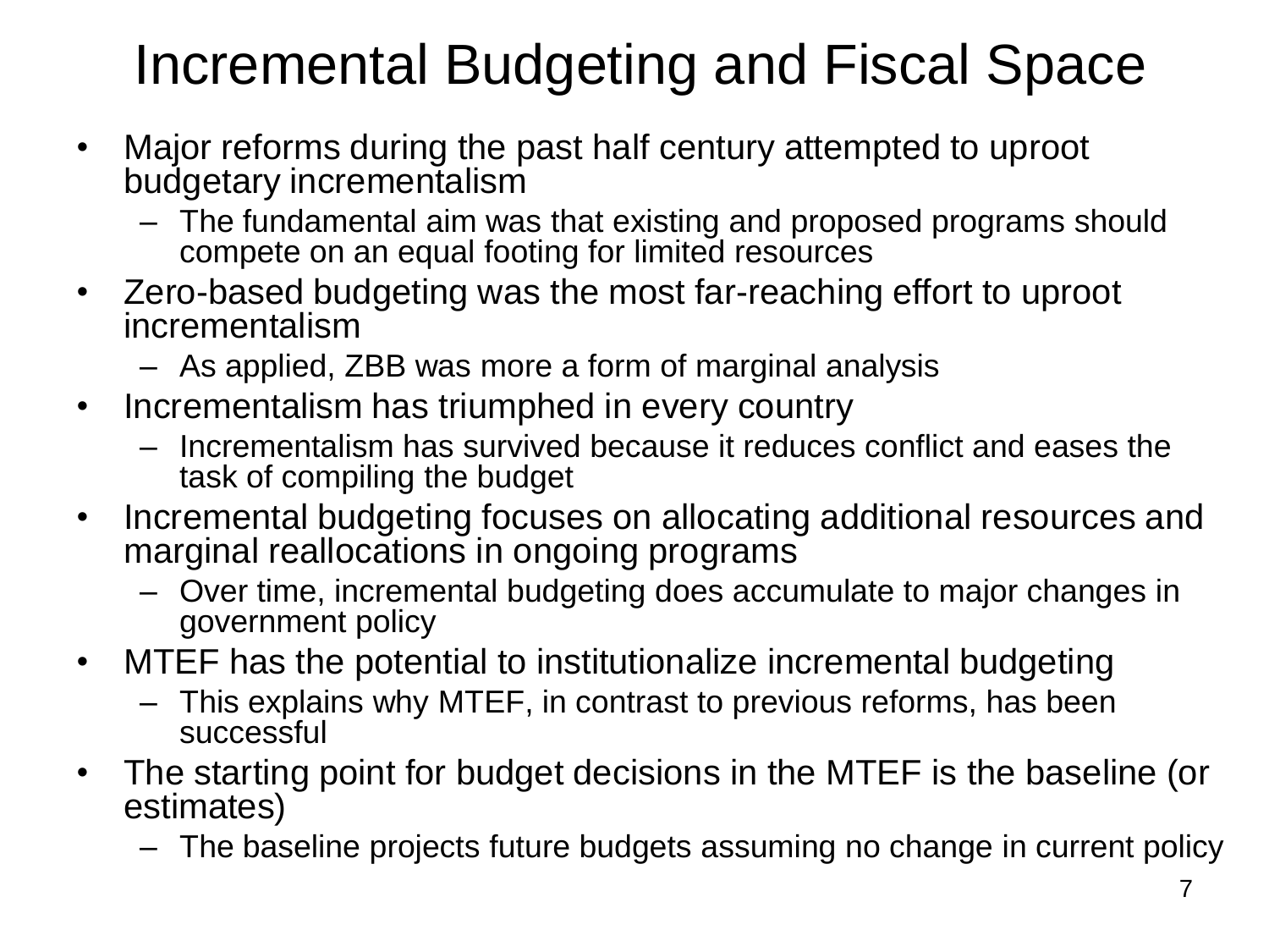# Incremental Budgeting and Fiscal Space

- Major reforms during the past half century attempted to uproot budgetary incrementalism
  - The fundamental aim was that existing and proposed programs should compete on an equal footing for limited resources
- Zero-based budgeting was the most far-reaching effort to uproot incrementalism
  - As applied, ZBB was more a form of marginal analysis
- Incrementalism has triumphed in every country
  - Incrementalism has survived because it reduces conflict and eases the task of compiling the budget
- Incremental budgeting focuses on allocating additional resources and marginal reallocations in ongoing programs
  - Over time, incremental budgeting does accumulate to major changes in government policy
- MTEF has the potential to institutionalize incremental budgeting
  - This explains why MTEF, in contrast to previous reforms, has been successful
- The starting point for budget decisions in the MTEF is the baseline (or estimates)
  - The baseline projects future budgets assuming no change in current policy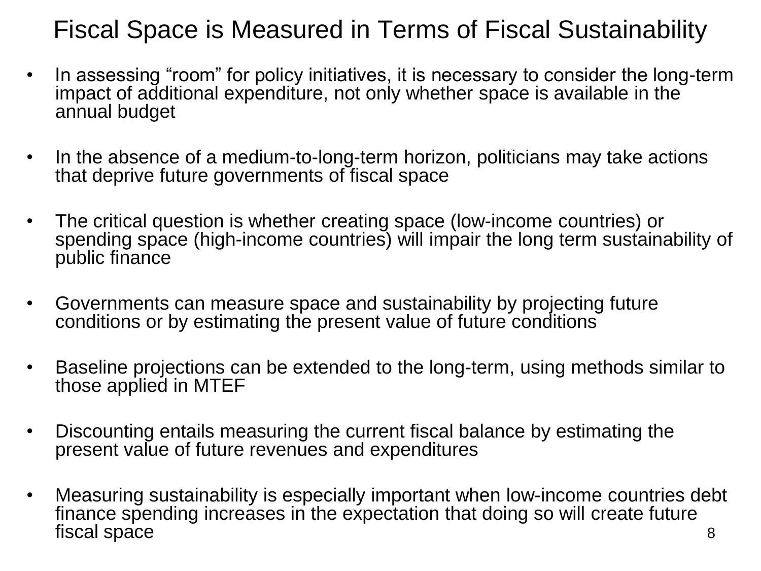# Fiscal Space is Measured in Terms of Fiscal Sustainability

- In assessing “room” for policy initiatives, it is necessary to consider the long-term impact of additional expenditure, not only whether space is available in the annual budget
- In the absence of a medium-to-long-term horizon, politicians may take actions that deprive future governments of fiscal space
- The critical question is whether creating space (low-income countries) or spending space (high-income countries) will impair the long term sustainability of public finance
- Governments can measure space and sustainability by projecting future conditions or by estimating the present value of future conditions
- Baseline projections can be extended to the long-term, using methods similar to those applied in MTEF
- Discounting entails measuring the current fiscal balance by estimating the present value of future revenues and expenditures
- Measuring sustainability is especially important when low-income countries debt finance spending increases in the expectation that doing so will create future fiscal space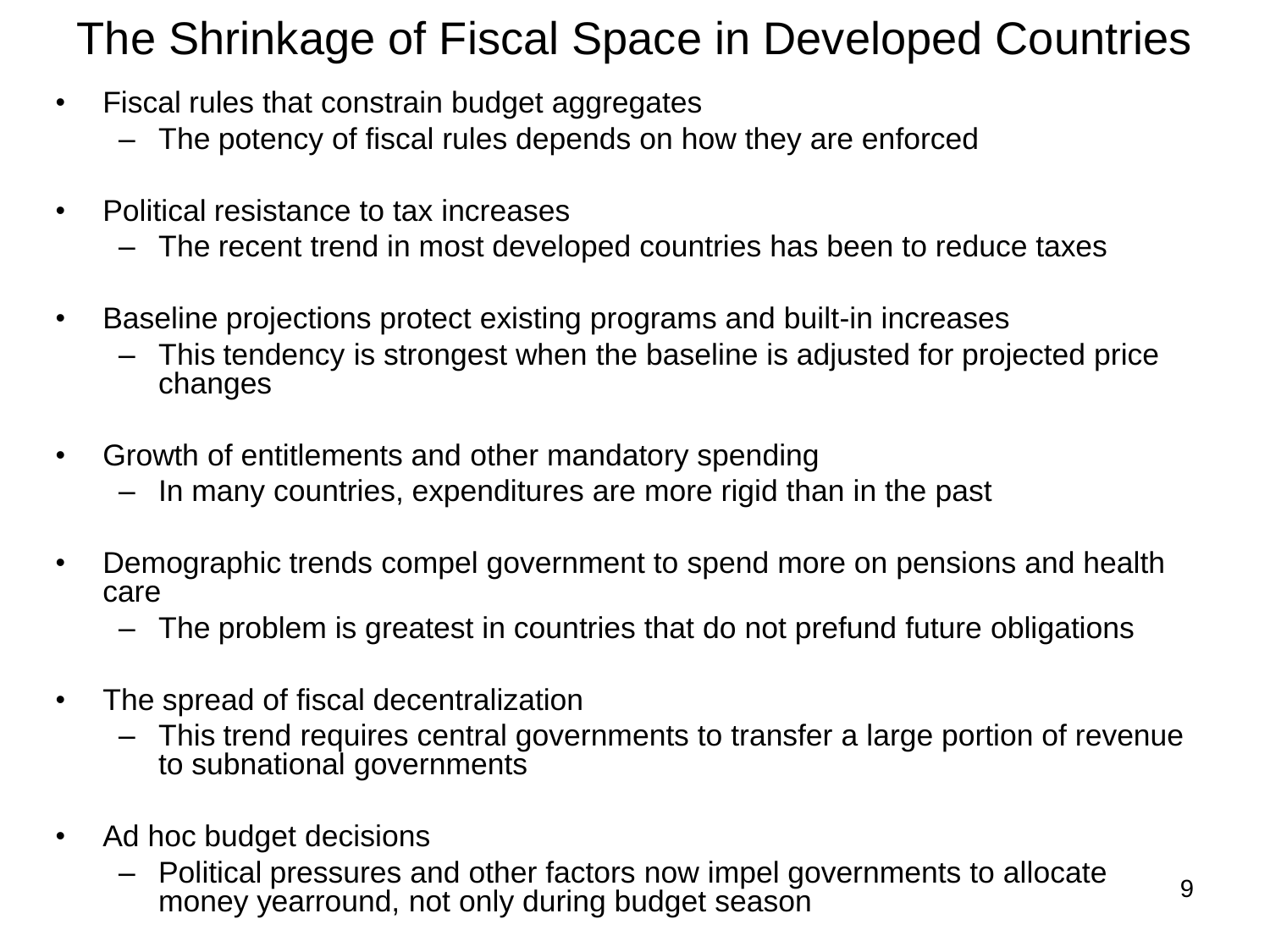# The Shrinkage of Fiscal Space in Developed Countries

- Fiscal rules that constrain budget aggregates
  - The potency of fiscal rules depends on how they are enforced
- Political resistance to tax increases
  - The recent trend in most developed countries has been to reduce taxes
- Baseline projections protect existing programs and built-in increases
  - This tendency is strongest when the baseline is adjusted for projected price changes
- Growth of entitlements and other mandatory spending
  - In many countries, expenditures are more rigid than in the past
- Demographic trends compel government to spend more on pensions and health care
  - The problem is greatest in countries that do not prefund future obligations
- The spread of fiscal decentralization
  - This trend requires central governments to transfer a large portion of revenue to subnational governments
- Ad hoc budget decisions
  - Political pressures and other factors now impel governments to allocate money yearround, not only during budget season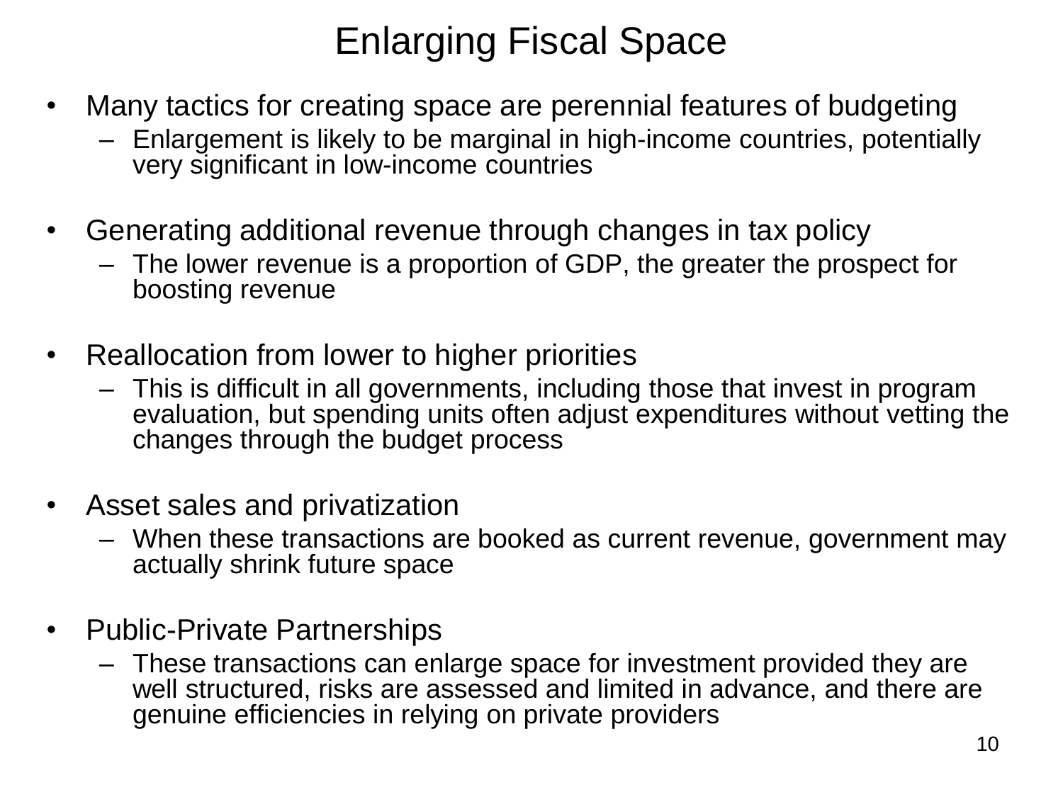# Enlarging Fiscal Space

- Many tactics for creating space are perennial features of budgeting
  - Enlargement is likely to be marginal in high-income countries, potentially very significant in low-income countries
- Generating additional revenue through changes in tax policy
  - The lower revenue is a proportion of GDP, the greater the prospect for boosting revenue
- Reallocation from lower to higher priorities
  - This is difficult in all governments, including those that invest in program evaluation, but spending units often adjust expenditures without vetting the changes through the budget process
- Asset sales and privatization
  - When these transactions are booked as current revenue, government may actually shrink future space
- Public-Private Partnerships
  - These transactions can enlarge space for investment provided they are well structured, risks are assessed and limited in advance, and there are genuine efficiencies in relying on private providers